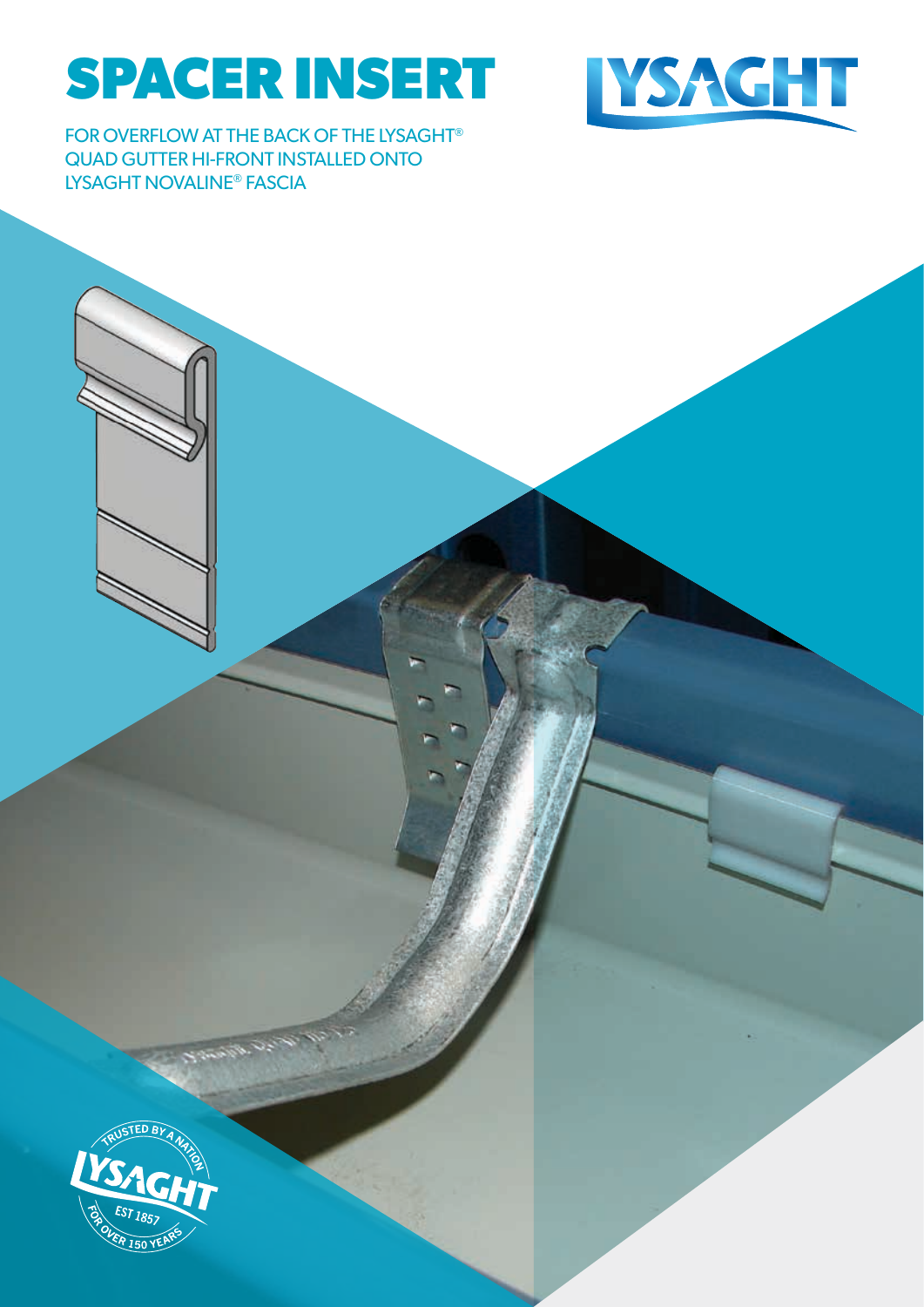# SPACER INSERT

FOR OVERFLOW AT THE BACK OF THE LYSAGHT® QUAD GUTTER HI-FRONT INSTALLED ONTO LYSAGHT NOVALINE® FASCIA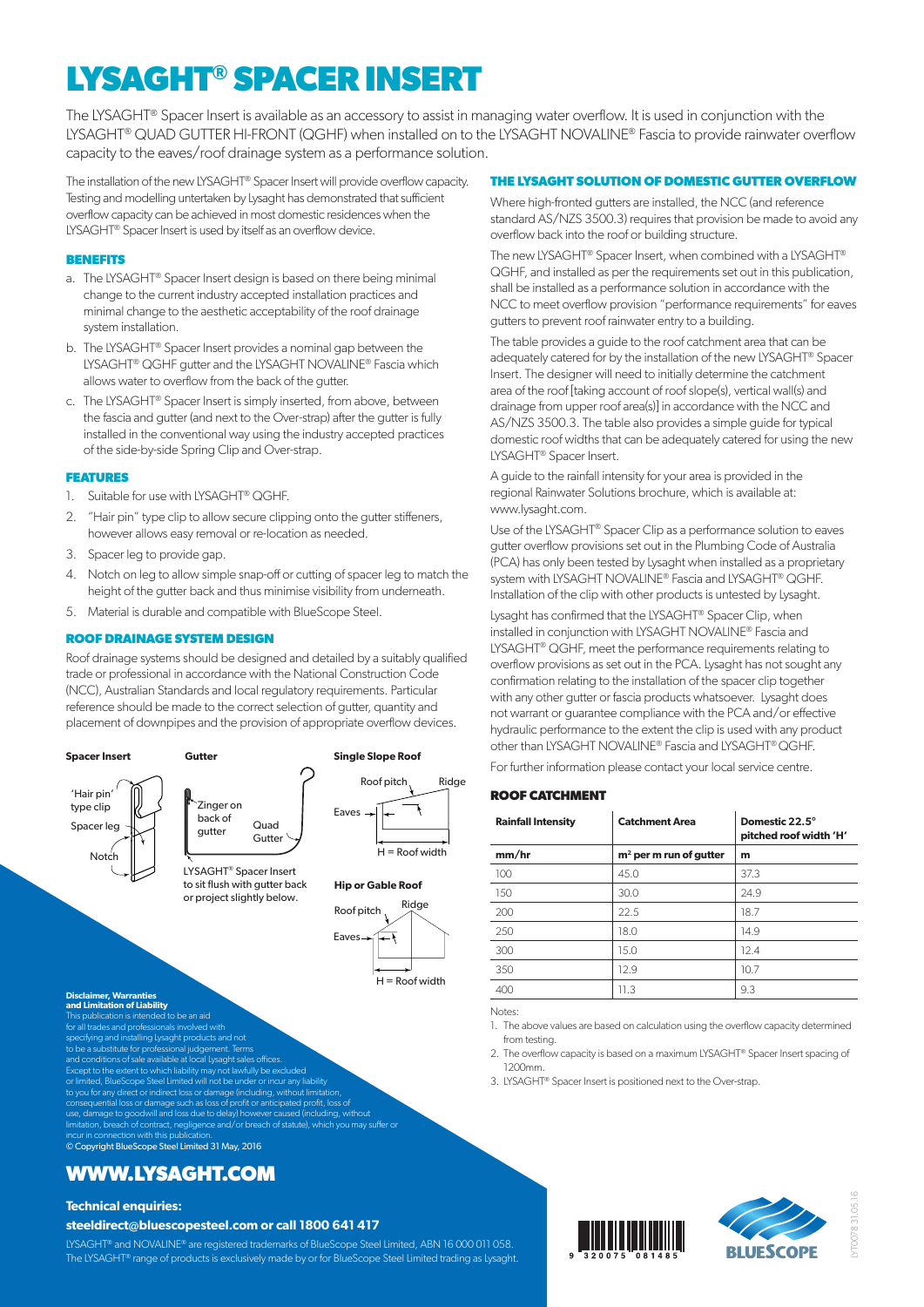# LYSAGHT® SPACER INSERT

The LYSAGHT® Spacer Insert is available as an accessory to assist in managing water overflow. It is used in conjunction with the LYSAGHT® QUAD GUTTER HI-FRONT (QGHF) when installed on to the LYSAGHT NOVALINE® Fascia to provide rainwater overflow capacity to the eaves/roof drainage system as a performance solution.

The installation of the new LYSAGHT® Spacer Insert will provide overflow capacity. Testing and modelling untertaken by Lysaght has demonstrated that sufficient overflow capacity can be achieved in most domestic residences when the LYSAGHT® Spacer Insert is used by itself as an overflow device.

## BENEFITS

a. The LYSAGHT® Spacer Insert design is based on there being minimal change to the current industry accepted installation practices and minimal change to the aesthetic acceptability of the roof drainage system installation.

b. The LYSAGHT® Spacer Insert provides a nominal gap between the LYSAGHT® QGHF gutter and the LYSAGHT NOVALINE® Fascia which allows water to overflow from the back of the gutter.

c. The LYSAGHT® Spacer Insert is simply inserted, from above, between the fascia and gutter (and next to the Over-strap) after the gutter is fully installed in the conventional way using the industry accepted practices of the side-by-side Spring Clip and Over-strap.

## FEATURES

1. Suitable for use with LYSAGHT® QGHF.
2. "Hair pin" type clip to allow secure clipping onto the gutter stiffeners, however allows easy removal or re-location as needed.
3. Spacer leg to provide gap.
4. Notch on leg to allow simple snap-off or cutting of spacer leg to match the height of the gutter back and thus minimise visibility from underneath.
5. Material is durable and compatible with BlueScope Steel.

## ROOF DRAINAGE SYSTEM DESIGN

Roof drainage systems should be designed and detailed by a suitably qualified trade or professional in accordance with the National Construction Code (NCC), Australian Standards and local regulatory requirements. Particular reference should be made to the correct selection of gutter, quantity and placement of downpipes and the provision of appropriate overflow devices.

**Spacer Insert**

'Hair pin' type clip

Spacer leg

Notch

**Gutter**

Zinger on back of gutter

Quad Gutter

LYSAGHT® Spacer Insert to sit flush with gutter back or project slightly below.

**Single Slope Roof**

Roof pitch

Ridge

Eaves

H = Roof width

**Hip or Gable Roof**

Roof pitch

Ridge

Eaves

H = Roof width

## THE LYSAGHT SOLUTION OF DOMESTIC GUTTER OVERFLOW

Where high-fronted gutters are installed, the NCC (and reference standard AS/NZS 3500.3) requires that provision be made to avoid any overflow back into the roof or building structure.

The new LYSAGHT® Spacer Insert, when combined with a LYSAGHT® QGHF, and installed as per the requirements set out in this publication, shall be installed as a performance solution in accordance with the NCC to meet overflow provision "performance requirements" for eaves gutters to prevent roof rainwater entry to a building.

The table provides a guide to the roof catchment area that can be adequately catered for by the installation of the new LYSAGHT® Spacer Insert. The designer will need to initially determine the catchment area of the roof [taking account of roof slope(s), vertical wall(s) and drainage from upper roof area(s)] in accordance with the NCC and AS/NZS 3500.3. The table also provides a simple guide for typical domestic roof widths that can be adequately catered for using the new LYSAGHT® Spacer Insert.

A guide to the rainfall intensity for your area is provided in the regional Rainwater Solutions brochure, which is available at: www.lysaght.com.

Use of the LYSAGHT® Spacer Clip as a performance solution to eaves gutter overflow provisions set out in the Plumbing Code of Australia (PCA) has only been tested by Lysaght when installed as a proprietary system with LYSAGHT NOVALINE® Fascia and LYSAGHT® QGHF. Installation of the clip with other products is untested by Lysaght.

Lysaght has confirmed that the LYSAGHT® Spacer Clip, when installed in conjunction with LYSAGHT NOVALINE® Fascia and LYSAGHT® QGHF, meet the performance requirements relating to overflow provisions as set out in the PCA. Lysaght has not sought any confirmation relating to the installation of the spacer clip together with any other gutter or fascia products whatsoever. Lysaght does not warrant or guarantee compliance with the PCA and/or effective hydraulic performance to the extent the clip is used with any product other than LYSAGHT NOVALINE® Fascia and LYSAGHT® QGHF.

For further information please contact your local service centre.

## ROOF CATCHMENT

| Rainfall Intensity | Catchment Area | Domestic 22.5° pitched roof width 'H' |
|---|---|---|
| mm/hr | $m^2$ per m run of gutter | m |
| 100 | 45.0 | 37.3 |
| 150 | 30.0 | 24.9 |
| 200 | 22.5 | 18.7 |
| 250 | 18.0 | 14.9 |
| 300 | 15.0 | 12.4 |
| 350 | 12.9 | 10.7 |
| 400 | 11.3 | 9.3 |

Notes:

1. The above values are based on calculation using the overflow capacity determined from testing.
2. The overflow capacity is based on a maximum LYSAGHT® Spacer Insert spacing of 1200mm.
3. LYSAGHT® Spacer Insert is positioned next to the Over-strap.

**Disclaimer, Warranties and Limitation of Liability**

This publication is intended to be an aid for all trades and professionals involved with specifying and installing Lysaght products and not to be a substitute for professional judgement. Terms and conditions of sale available at local Lysaght sales offices. Except to the extent to which liability may not lawfully be excluded or limited, BlueScope Steel Limited will not be under or incur any liability to you for any direct or indirect loss or damage (including, without limitation, consequential loss or damage such as loss of profit or anticipated profit, loss of use, damage to goodwill and loss due to delay) however caused (including, without limitation, breach of contract, negligence and/or breach of statute), which you may suffer or incur in connection with this publication.

© Copyright BlueScope Steel Limited 31 May, 2016

## WWW.LYSAGHT.COM

**Technical enquiries:**

**steeldirect@bluescopesteel.com or call 1800 641 417**

LYSAGHT® and NOVALINE® are registered trademarks of BlueScope Steel Limited, ABN 16 000 011 058. The LYSAGHT® range of products is exclusively made by or for BlueScope Steel Limited trading as Lysaght.

9 320075 081485

BLUESCOPE

LYT0078 31.05.16